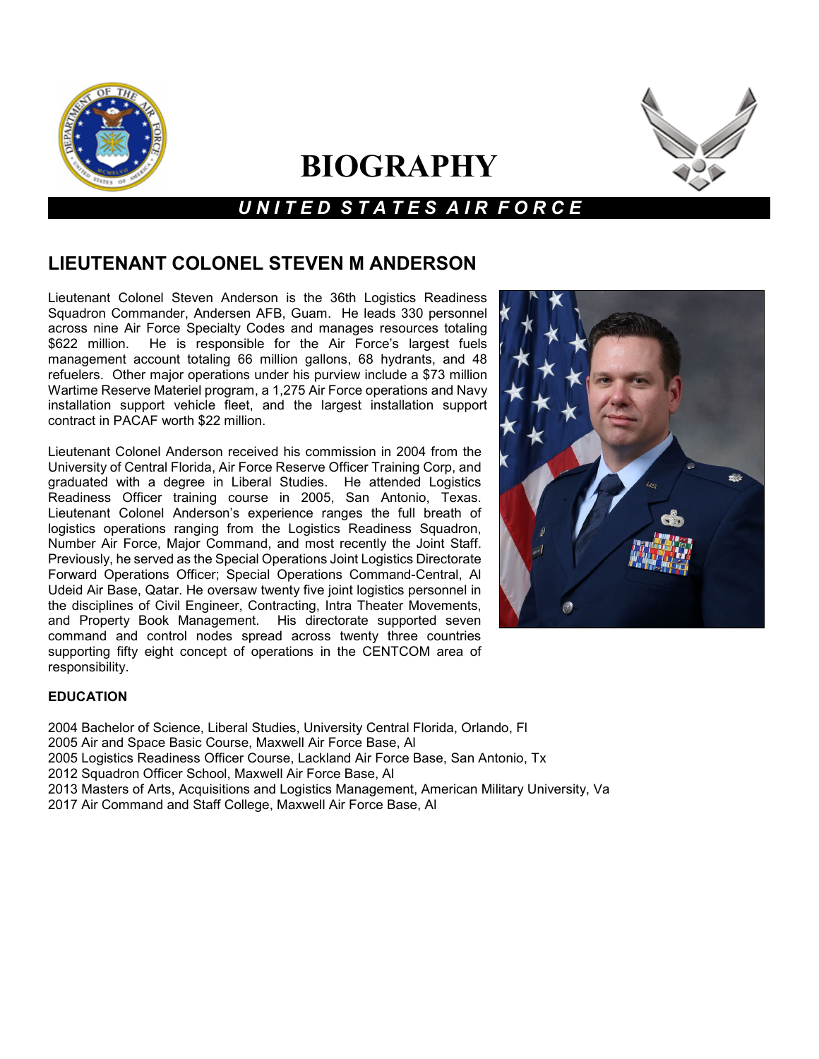# BIOGRAPHY

***U N I T E D  S T A T E S  A I R  F O R C E***

## LIEUTENANT COLONEL STEVEN M ANDERSON

Lieutenant Colonel Steven Anderson is the 36th Logistics Readiness Squadron Commander, Andersen AFB, Guam. He leads 330 personnel across nine Air Force Specialty Codes and manages resources totaling $622 million. He is responsible for the Air Force's largest fuels management account totaling 66 million gallons, 68 hydrants, and 48 refuelers. Other major operations under his purview include a $73 million Wartime Reserve Materiel program, a 1,275 Air Force operations and Navy installation support vehicle fleet, and the largest installation support contract in PACAF worth $22 million.

Lieutenant Colonel Anderson received his commission in 2004 from the University of Central Florida, Air Force Reserve Officer Training Corp, and graduated with a degree in Liberal Studies. He attended Logistics Readiness Officer training course in 2005, San Antonio, Texas. Lieutenant Colonel Anderson's experience ranges the full breath of logistics operations ranging from the Logistics Readiness Squadron, Number Air Force, Major Command, and most recently the Joint Staff. Previously, he served as the Special Operations Joint Logistics Directorate Forward Operations Officer; Special Operations Command-Central, Al Udeid Air Base, Qatar. He oversaw twenty five joint logistics personnel in the disciplines of Civil Engineer, Contracting, Intra Theater Movements, and Property Book Management. His directorate supported seven command and control nodes spread across twenty three countries supporting fifty eight concept of operations in the CENTCOM area of responsibility.

**EDUCATION**

2004 Bachelor of Science, Liberal Studies, University Central Florida, Orlando, Fl
2005 Air and Space Basic Course, Maxwell Air Force Base, Al
2005 Logistics Readiness Officer Course, Lackland Air Force Base, San Antonio, Tx
2012 Squadron Officer School, Maxwell Air Force Base, Al
2013 Masters of Arts, Acquisitions and Logistics Management, American Military University, Va
2017 Air Command and Staff College, Maxwell Air Force Base, Al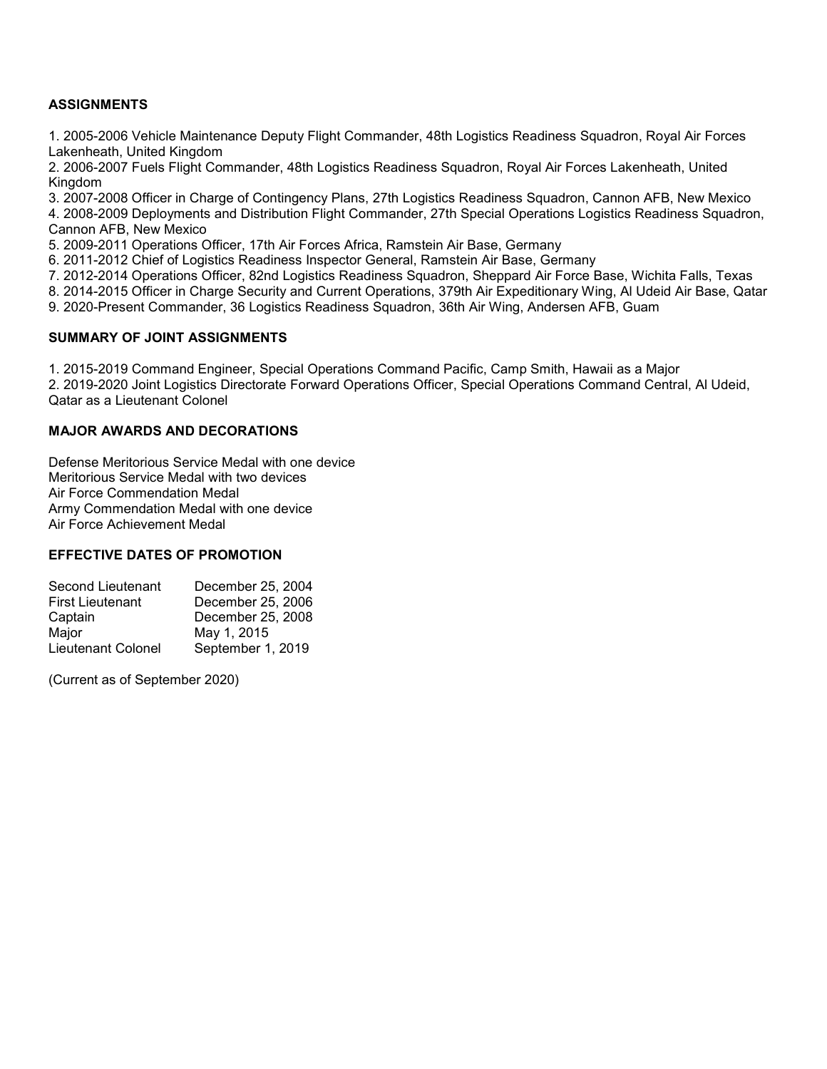**ASSIGNMENTS**

1. 2005-2006 Vehicle Maintenance Deputy Flight Commander, 48th Logistics Readiness Squadron, Royal Air Forces Lakenheath, United Kingdom
2. 2006-2007 Fuels Flight Commander, 48th Logistics Readiness Squadron, Royal Air Forces Lakenheath, United Kingdom
3. 2007-2008 Officer in Charge of Contingency Plans, 27th Logistics Readiness Squadron, Cannon AFB, New Mexico
4. 2008-2009 Deployments and Distribution Flight Commander, 27th Special Operations Logistics Readiness Squadron, Cannon AFB, New Mexico
5. 2009-2011 Operations Officer, 17th Air Forces Africa, Ramstein Air Base, Germany
6. 2011-2012 Chief of Logistics Readiness Inspector General, Ramstein Air Base, Germany
7. 2012-2014 Operations Officer, 82nd Logistics Readiness Squadron, Sheppard Air Force Base, Wichita Falls, Texas
8. 2014-2015 Officer in Charge Security and Current Operations, 379th Air Expeditionary Wing, Al Udeid Air Base, Qatar
9. 2020-Present Commander, 36 Logistics Readiness Squadron, 36th Air Wing, Andersen AFB, Guam

**SUMMARY OF JOINT ASSIGNMENTS**

1. 2015-2019 Command Engineer, Special Operations Command Pacific, Camp Smith, Hawaii as a Major
2. 2019-2020 Joint Logistics Directorate Forward Operations Officer, Special Operations Command Central, Al Udeid, Qatar as a Lieutenant Colonel

**MAJOR AWARDS AND DECORATIONS**

Defense Meritorious Service Medal with one device
Meritorious Service Medal with two devices
Air Force Commendation Medal
Army Commendation Medal with one device
Air Force Achievement Medal

**EFFECTIVE DATES OF PROMOTION**

| | |
|---|---|
| Second Lieutenant | December 25, 2004 |
| First Lieutenant | December 25, 2006 |
| Captain | December 25, 2008 |
| Major | May 1, 2015 |
| Lieutenant Colonel | September 1, 2019 |

(Current as of September 2020)